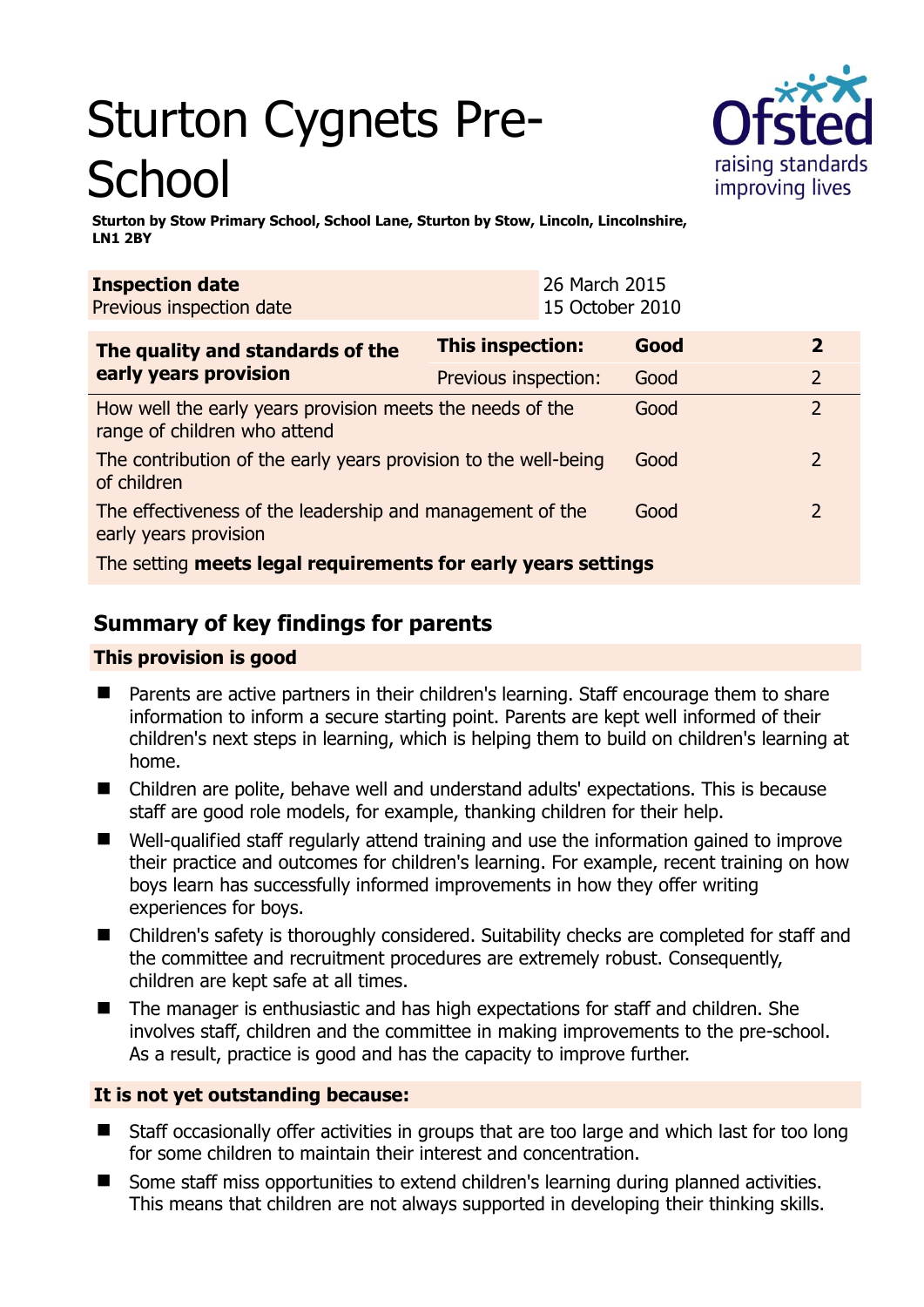# Sturton Cygnets Pre-School

**Sturton by Stow Primary School, School Lane, Sturton by Stow, Lincoln, Lincolnshire, LN1 2BY**

| **Inspection date** | 26 March 2015 |
|---|---|
| Previous inspection date | 15 October 2010 |

| **The quality and standards of the early years provision** | **This inspection:** | **Good** | **2** |
|---|---|---|---|
| | Previous inspection: | Good | 2 |
| How well the early years provision meets the needs of the range of children who attend | | Good | 2 |
| The contribution of the early years provision to the well-being of children | | Good | 2 |
| The effectiveness of the leadership and management of the early years provision | | Good | 2 |
| The setting **meets legal requirements for early years settings** | | | |

## Summary of key findings for parents

### This provision is good

- Parents are active partners in their children's learning. Staff encourage them to share information to inform a secure starting point. Parents are kept well informed of their children's next steps in learning, which is helping them to build on children's learning at home.
- Children are polite, behave well and understand adults' expectations. This is because staff are good role models, for example, thanking children for their help.
- Well-qualified staff regularly attend training and use the information gained to improve their practice and outcomes for children's learning. For example, recent training on how boys learn has successfully informed improvements in how they offer writing experiences for boys.
- Children's safety is thoroughly considered. Suitability checks are completed for staff and the committee and recruitment procedures are extremely robust. Consequently, children are kept safe at all times.
- The manager is enthusiastic and has high expectations for staff and children. She involves staff, children and the committee in making improvements to the pre-school. As a result, practice is good and has the capacity to improve further.

### It is not yet outstanding because:

- Staff occasionally offer activities in groups that are too large and which last for too long for some children to maintain their interest and concentration.
- Some staff miss opportunities to extend children's learning during planned activities. This means that children are not always supported in developing their thinking skills.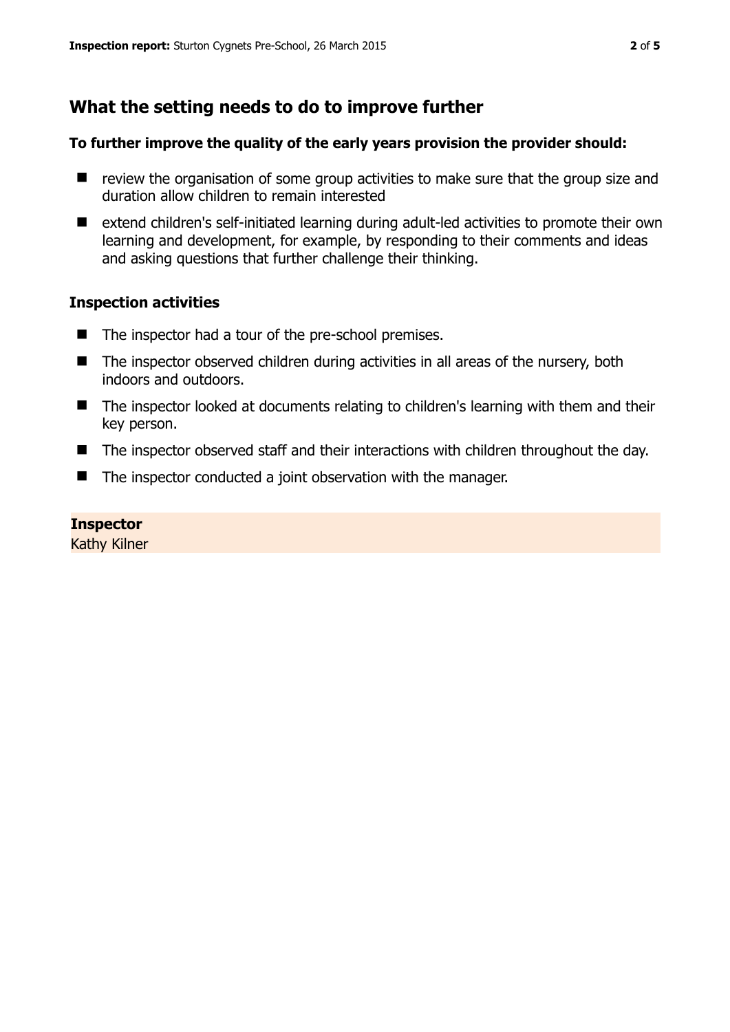## What the setting needs to do to improve further

**To further improve the quality of the early years provision the provider should:**

- review the organisation of some group activities to make sure that the group size and duration allow children to remain interested
- extend children's self-initiated learning during adult-led activities to promote their own learning and development, for example, by responding to their comments and ideas and asking questions that further challenge their thinking.

### Inspection activities

- The inspector had a tour of the pre-school premises.
- The inspector observed children during activities in all areas of the nursery, both indoors and outdoors.
- The inspector looked at documents relating to children's learning with them and their key person.
- The inspector observed staff and their interactions with children throughout the day.
- The inspector conducted a joint observation with the manager.

**Inspector**
Kathy Kilner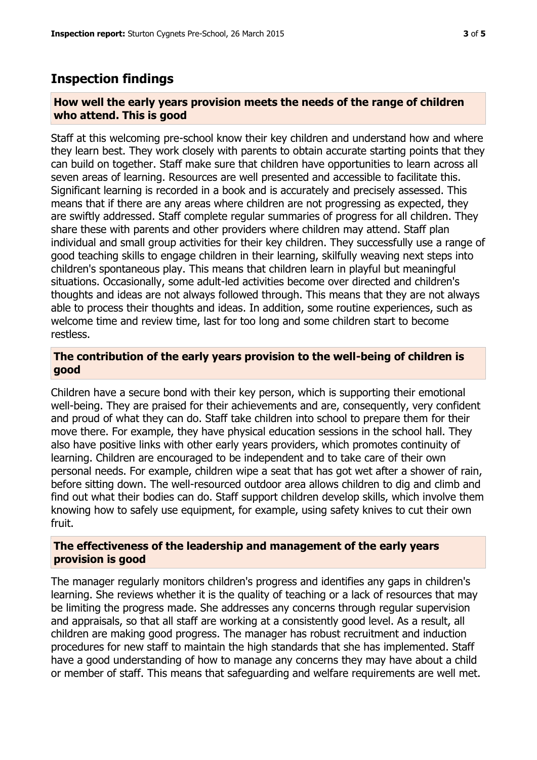## Inspection findings

### How well the early years provision meets the needs of the range of children who attend. This is good

Staff at this welcoming pre-school know their key children and understand how and where they learn best. They work closely with parents to obtain accurate starting points that they can build on together. Staff make sure that children have opportunities to learn across all seven areas of learning. Resources are well presented and accessible to facilitate this. Significant learning is recorded in a book and is accurately and precisely assessed. This means that if there are any areas where children are not progressing as expected, they are swiftly addressed. Staff complete regular summaries of progress for all children. They share these with parents and other providers where children may attend. Staff plan individual and small group activities for their key children. They successfully use a range of good teaching skills to engage children in their learning, skilfully weaving next steps into children's spontaneous play. This means that children learn in playful but meaningful situations. Occasionally, some adult-led activities become over directed and children's thoughts and ideas are not always followed through. This means that they are not always able to process their thoughts and ideas. In addition, some routine experiences, such as welcome time and review time, last for too long and some children start to become restless.

### The contribution of the early years provision to the well-being of children is good

Children have a secure bond with their key person, which is supporting their emotional well-being. They are praised for their achievements and are, consequently, very confident and proud of what they can do. Staff take children into school to prepare them for their move there. For example, they have physical education sessions in the school hall. They also have positive links with other early years providers, which promotes continuity of learning. Children are encouraged to be independent and to take care of their own personal needs. For example, children wipe a seat that has got wet after a shower of rain, before sitting down. The well-resourced outdoor area allows children to dig and climb and find out what their bodies can do. Staff support children develop skills, which involve them knowing how to safely use equipment, for example, using safety knives to cut their own fruit.

### The effectiveness of the leadership and management of the early years provision is good

The manager regularly monitors children's progress and identifies any gaps in children's learning. She reviews whether it is the quality of teaching or a lack of resources that may be limiting the progress made. She addresses any concerns through regular supervision and appraisals, so that all staff are working at a consistently good level. As a result, all children are making good progress. The manager has robust recruitment and induction procedures for new staff to maintain the high standards that she has implemented. Staff have a good understanding of how to manage any concerns they may have about a child or member of staff. This means that safeguarding and welfare requirements are well met.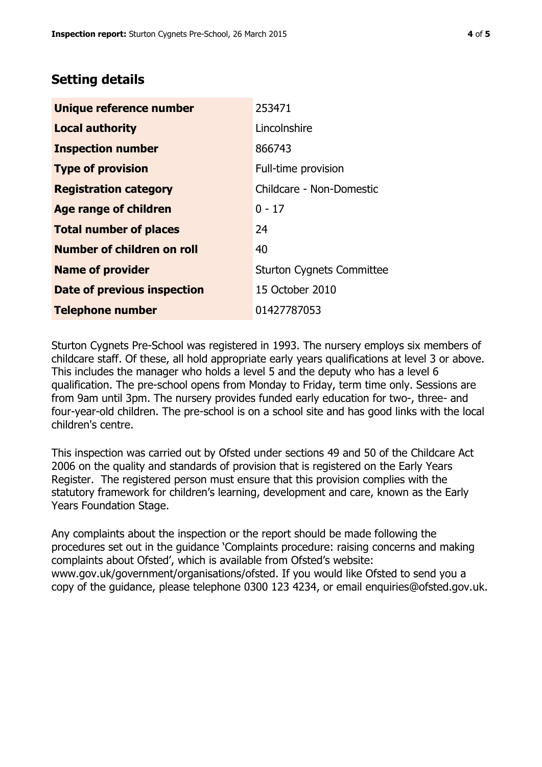## Setting details

| | |
|---|---|
| **Unique reference number** | 253471 |
| **Local authority** | Lincolnshire |
| **Inspection number** | 866743 |
| **Type of provision** | Full-time provision |
| **Registration category** | Childcare - Non-Domestic |
| **Age range of children** | 0 - 17 |
| **Total number of places** | 24 |
| **Number of children on roll** | 40 |
| **Name of provider** | Sturton Cygnets Committee |
| **Date of previous inspection** | 15 October 2010 |
| **Telephone number** | 01427787053 |

Sturton Cygnets Pre-School was registered in 1993. The nursery employs six members of childcare staff. Of these, all hold appropriate early years qualifications at level 3 or above. This includes the manager who holds a level 5 and the deputy who has a level 6 qualification. The pre-school opens from Monday to Friday, term time only. Sessions are from 9am until 3pm. The nursery provides funded early education for two-, three- and four-year-old children. The pre-school is on a school site and has good links with the local children's centre.

This inspection was carried out by Ofsted under sections 49 and 50 of the Childcare Act 2006 on the quality and standards of provision that is registered on the Early Years Register. The registered person must ensure that this provision complies with the statutory framework for children's learning, development and care, known as the Early Years Foundation Stage.

Any complaints about the inspection or the report should be made following the procedures set out in the guidance 'Complaints procedure: raising concerns and making complaints about Ofsted', which is available from Ofsted's website: www.gov.uk/government/organisations/ofsted. If you would like Ofsted to send you a copy of the guidance, please telephone 0300 123 4234, or email enquiries@ofsted.gov.uk.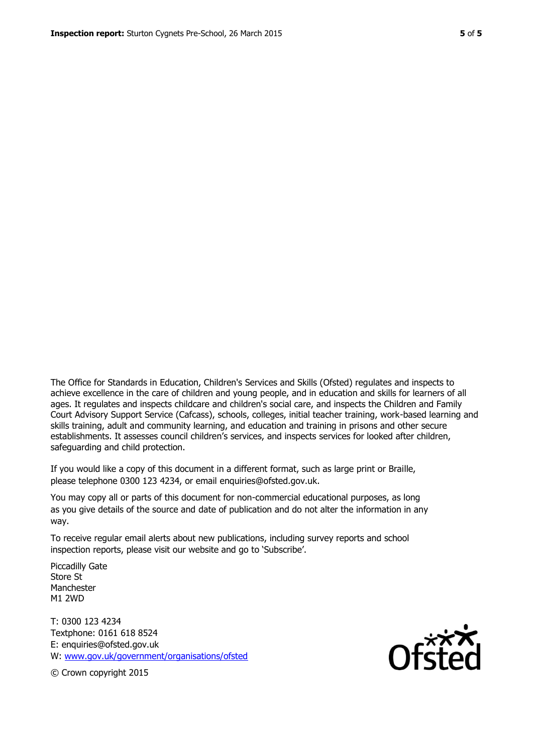The Office for Standards in Education, Children's Services and Skills (Ofsted) regulates and inspects to achieve excellence in the care of children and young people, and in education and skills for learners of all ages. It regulates and inspects childcare and children's social care, and inspects the Children and Family Court Advisory Support Service (Cafcass), schools, colleges, initial teacher training, work-based learning and skills training, adult and community learning, and education and training in prisons and other secure establishments. It assesses council children's services, and inspects services for looked after children, safeguarding and child protection.

If you would like a copy of this document in a different format, such as large print or Braille, please telephone 0300 123 4234, or email enquiries@ofsted.gov.uk.

You may copy all or parts of this document for non-commercial educational purposes, as long as you give details of the source and date of publication and do not alter the information in any way.

To receive regular email alerts about new publications, including survey reports and school inspection reports, please visit our website and go to 'Subscribe'.

Piccadilly Gate
Store St
Manchester
M1 2WD

T: 0300 123 4234
Textphone: 0161 618 8524
E: enquiries@ofsted.gov.uk
W: [www.gov.uk/government/organisations/ofsted](http://www.gov.uk/government/organisations/ofsted)

© Crown copyright 2015

Ofsted